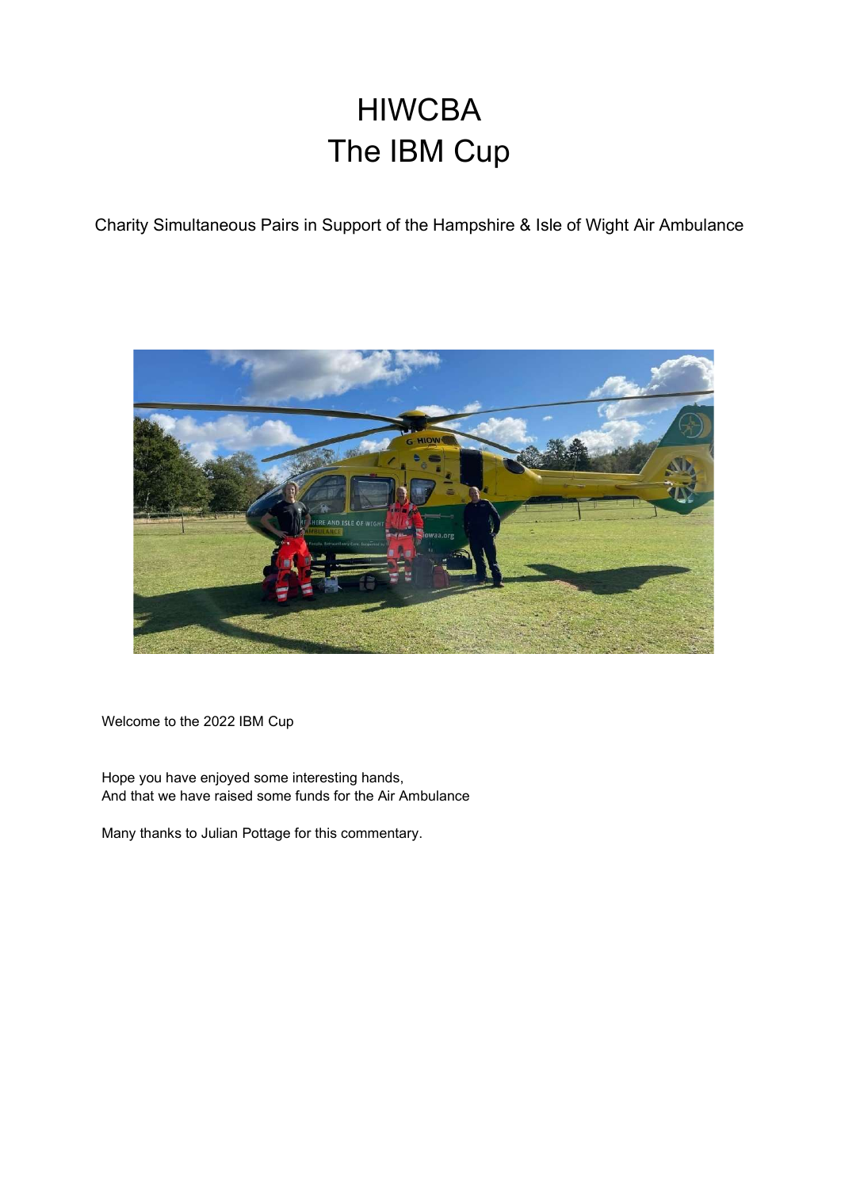# HIWCBA
# The IBM Cup

Charity Simultaneous Pairs in Support of the Hampshire & Isle of Wight Air Ambulance

Welcome to the 2022 IBM Cup

Hope you have enjoyed some interesting hands,
And that we have raised some funds for the Air Ambulance

Many thanks to Julian Pottage for this commentary.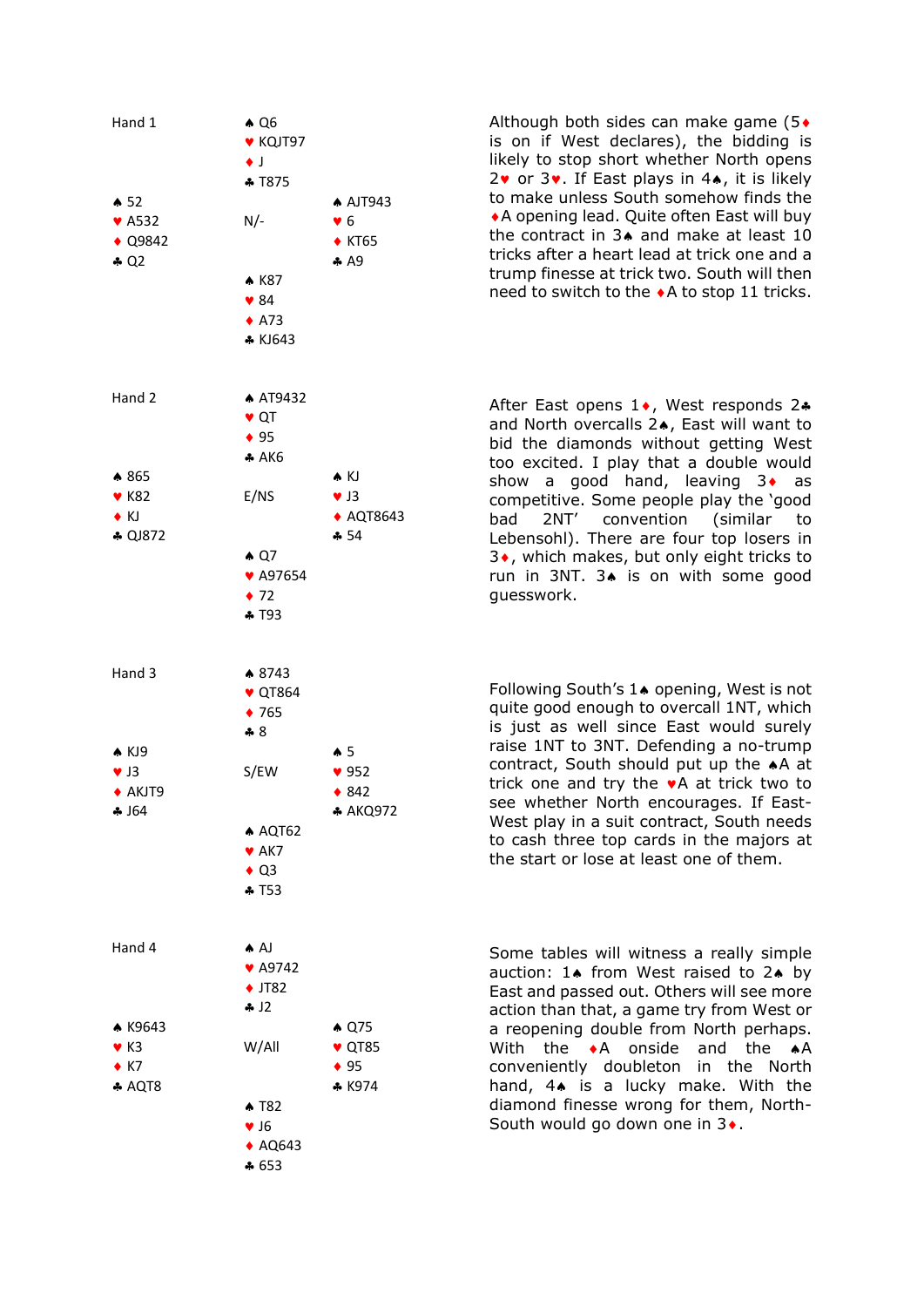## Hand 1

| | North | |
|---|---|---|
| | ♠ Q6 | |
| | ♥ KQJT97 | |
| | ♦ J | |
| | ♣ T875 | |
| **West** | | **East** |
| ♠ 52 | N/- | ♠ AJT943 |
| ♥ A532 | | ♥ 6 |
| ♦ Q9842 | | ♦ KT65 |
| ♣ Q2 | | ♣ A9 |
| | **South** | |
| | ♠ K87 | |
| | ♥ 84 | |
| | ♦ A73 | |
| | ♣ KJ643 | |

Although both sides can make game (5♦ is on if West declares), the bidding is likely to stop short whether North opens 2♥ or 3♥. If East plays in 4♠, it is likely to make unless South somehow finds the ♦A opening lead. Quite often East will buy the contract in 3♠ and make at least 10 tricks after a heart lead at trick one and a trump finesse at trick two. South will then need to switch to the ♦A to stop 11 tricks.

## Hand 2

| | North | |
|---|---|---|
| | ♠ AT9432 | |
| | ♥ QT | |
| | ♦ 95 | |
| | ♣ AK6 | |
| **West** | | **East** |
| ♠ 865 | E/NS | ♠ KJ |
| ♥ K82 | | ♥ J3 |
| ♦ KJ | | ♦ AQT8643 |
| ♣ QJ872 | | ♣ 54 |
| | **South** | |
| | ♠ Q7 | |
| | ♥ A97654 | |
| | ♦ 72 | |
| | ♣ T93 | |

After East opens 1♦, West responds 2♣ and North overcalls 2♠, East will want to bid the diamonds without getting West too excited. I play that a double would show a good hand, leaving 3♦ as competitive. Some people play the 'good bad 2NT' convention (similar to Lebensohl). There are four top losers in 3♦, which makes, but only eight tricks to run in 3NT. 3♠ is on with some good guesswork.

## Hand 3

| | North | |
|---|---|---|
| | ♠ 8743 | |
| | ♥ QT864 | |
| | ♦ 765 | |
| | ♣ 8 | |
| **West** | | **East** |
| ♠ KJ9 | S/EW | ♠ 5 |
| ♥ J3 | | ♥ 952 |
| ♦ AKJT9 | | ♦ 842 |
| ♣ J64 | | ♣ AKQ972 |
| | **South** | |
| | ♠ AQT62 | |
| | ♥ AK7 | |
| | ♦ Q3 | |
| | ♣ T53 | |

Following South's 1♠ opening, West is not quite good enough to overcall 1NT, which is just as well since East would surely raise 1NT to 3NT. Defending a no-trump contract, South should put up the ♠A at trick one and try the ♥A at trick two to see whether North encourages. If East-West play in a suit contract, South needs to cash three top cards in the majors at the start or lose at least one of them.

## Hand 4

| | North | |
|---|---|---|
| | ♠ AJ | |
| | ♥ A9742 | |
| | ♦ JT82 | |
| | ♣ J2 | |
| **West** | | **East** |
| ♠ K9643 | W/All | ♠ Q75 |
| ♥ K3 | | ♥ QT85 |
| ♦ K7 | | ♦ 95 |
| ♣ AQT8 | | ♣ K974 |
| | **South** | |
| | ♠ T82 | |
| | ♥ J6 | |
| | ♦ AQ643 | |
| | ♣ 653 | |

Some tables will witness a really simple auction: 1♠ from West raised to 2♠ by East and passed out. Others will see more action than that, a game try from West or a reopening double from North perhaps. With the ♦A onside and the ♠A conveniently doubleton in the North hand, 4♠ is a lucky make. With the diamond finesse wrong for them, North-South would go down one in 3♦.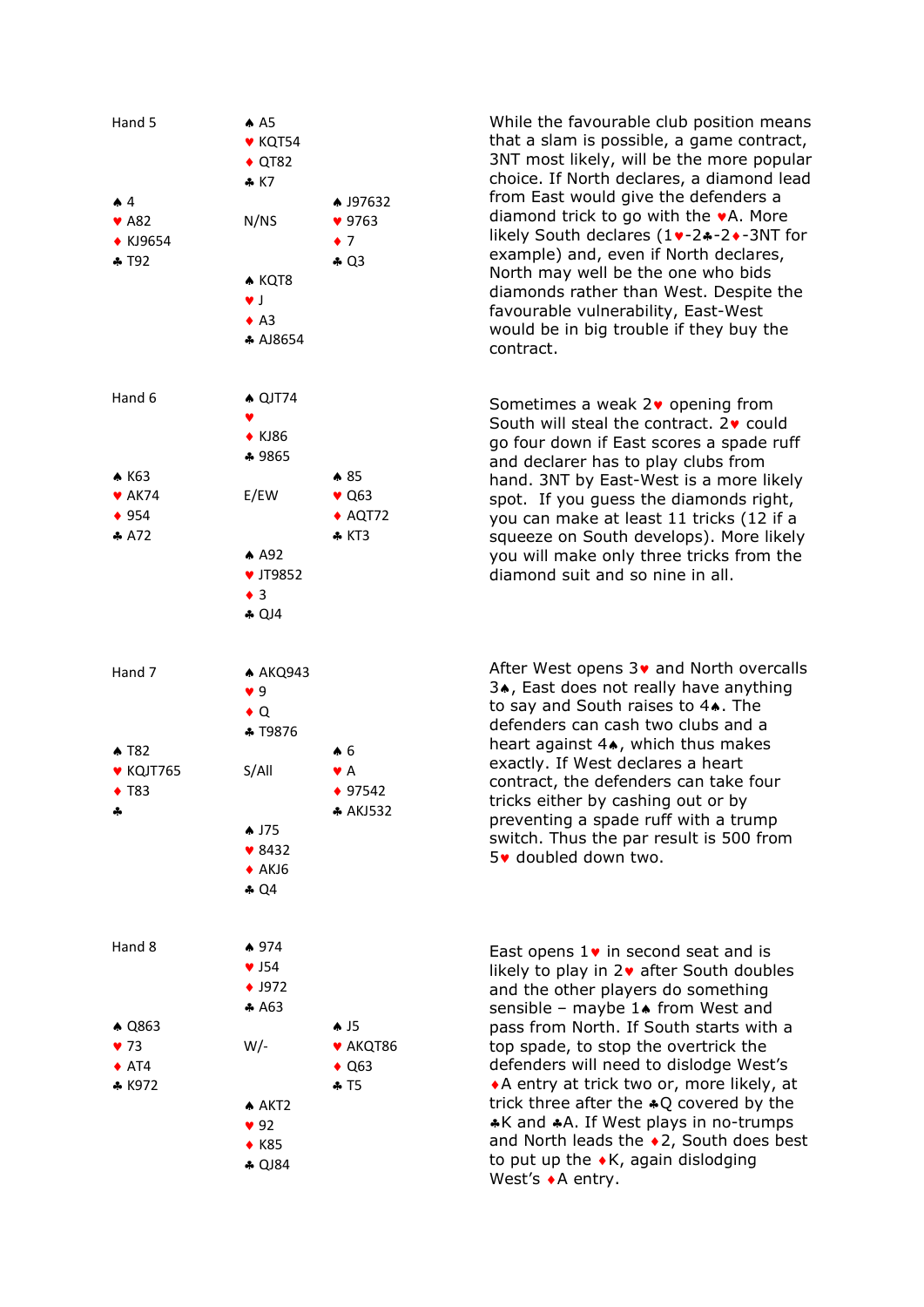## Hand 5

| | ♠ A5 | |
|---|---|---|
| | ♥ KQT54 | |
| | ♦ QT82 | |
| | ♣ K7 | |
| ♠ 4 | | ♠ J97632 |
| ♥ A82 | N/NS | ♥ 9763 |
| ♦ KJ9654 | | ♦ 7 |
| ♣ T92 | | ♣ Q3 |
| | ♠ KQT8 | |
| | ♥ J | |
| | ♦ A3 | |
| | ♣ AJ8654 | |

While the favourable club position means that a slam is possible, a game contract, 3NT most likely, will be the more popular choice. If North declares, a diamond lead from East would give the defenders a diamond trick to go with the ♥A. More likely South declares (1♥-2♣-2♦-3NT for example) and, even if North declares, North may well be the one who bids diamonds rather than West. Despite the favourable vulnerability, East-West would be in big trouble if they buy the contract.

## Hand 6

| | ♠ QJT74 | |
|---|---|---|
| | ♥ | |
| | ♦ KJ86 | |
| | ♣ 9865 | |
| ♠ K63 | | ♠ 85 |
| ♥ AK74 | E/EW | ♥ Q63 |
| ♦ 954 | | ♦ AQT72 |
| ♣ A72 | | ♣ KT3 |
| | ♠ A92 | |
| | ♥ JT9852 | |
| | ♦ 3 | |
| | ♣ QJ4 | |

Sometimes a weak 2♥ opening from South will steal the contract. 2♥ could go four down if East scores a spade ruff and declarer has to play clubs from hand. 3NT by East-West is a more likely spot. If you guess the diamonds right, you can make at least 11 tricks (12 if a squeeze on South develops). More likely you will make only three tricks from the diamond suit and so nine in all.

## Hand 7

| | ♠ AKQ943 | |
|---|---|---|
| | ♥ 9 | |
| | ♦ Q | |
| | ♣ T9876 | |
| ♠ T82 | | ♠ 6 |
| ♥ KQJT765 | S/All | ♥ A |
| ♦ T83 | | ♦ 97542 |
| ♣ | | ♣ AKJ532 |
| | ♠ J75 | |
| | ♥ 8432 | |
| | ♦ AKJ6 | |
| | ♣ Q4 | |

After West opens 3♥ and North overcalls 3♠, East does not really have anything to say and South raises to 4♠. The defenders can cash two clubs and a heart against 4♠, which thus makes exactly. If West declares a heart contract, the defenders can take four tricks either by cashing out or by preventing a spade ruff with a trump switch. Thus the par result is 500 from 5♥ doubled down two.

## Hand 8

| | ♠ 974 | |
|---|---|---|
| | ♥ J54 | |
| | ♦ J972 | |
| | ♣ A63 | |
| ♠ Q863 | | ♠ J5 |
| ♥ 73 | W/- | ♥ AKQT86 |
| ♦ AT4 | | ♦ Q63 |
| ♣ K972 | | ♣ T5 |
| | ♠ AKT2 | |
| | ♥ 92 | |
| | ♦ K85 | |
| | ♣ QJ84 | |

East opens 1♥ in second seat and is likely to play in 2♥ after South doubles and the other players do something sensible – maybe 1♠ from West and pass from North. If South starts with a top spade, to stop the overtrick the defenders will need to dislodge West's ♦A entry at trick two or, more likely, at trick three after the ♣Q covered by the ♣K and ♣A. If West plays in no-trumps and North leads the ♦2, South does best to put up the ♦K, again dislodging West's ♦A entry.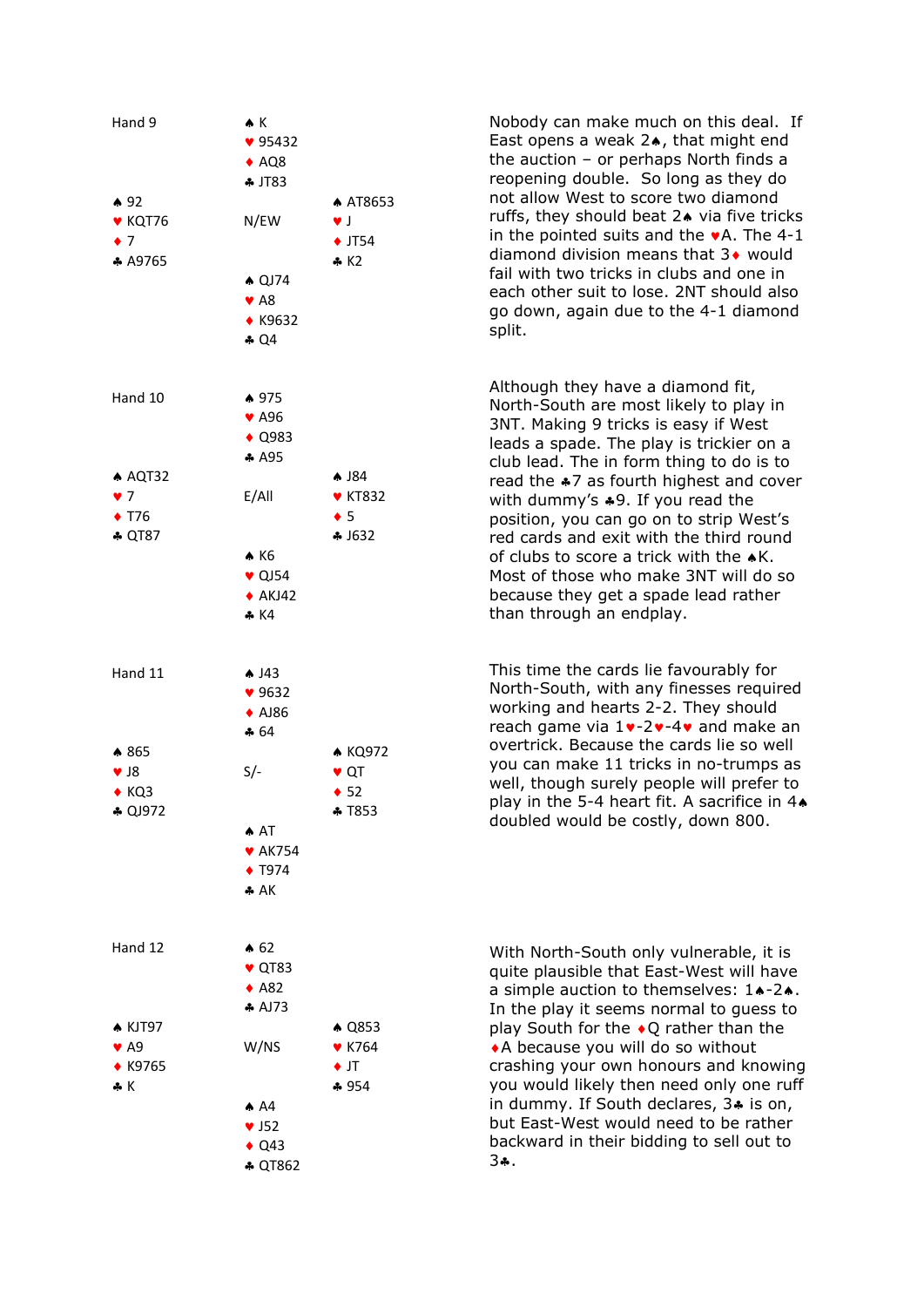## Hand 9

N/EW

|  | North |  |
|---|---|---|
|  | ♠ K<br>♥ 95432<br>♦ AQ8<br>♣ JT83 |  |
| **West**<br>♠ 92<br>♥ KQT76<br>♦ 7<br>♣ A9765 |  | **East**<br>♠ AT8653<br>♥ J<br>♦ JT54<br>♣ K2 |
|  | ♠ QJ74<br>♥ A8<br>♦ K9632<br>♣ Q4 |  |

Nobody can make much on this deal. If East opens a weak 2♠, that might end the auction – or perhaps North finds a reopening double. So long as they do not allow West to score two diamond ruffs, they should beat 2♠ via five tricks in the pointed suits and the ♥A. The 4-1 diamond division means that 3♦ would fail with two tricks in clubs and one in each other suit to lose. 2NT should also go down, again due to the 4-1 diamond split.

## Hand 10

E/All

|  | North |  |
|---|---|---|
|  | ♠ 975<br>♥ A96<br>♦ Q983<br>♣ A95 |  |
| **West**<br>♠ AQT32<br>♥ 7<br>♦ T76<br>♣ QT87 |  | **East**<br>♠ J84<br>♥ KT832<br>♦ 5<br>♣ J632 |
|  | ♠ K6<br>♥ QJ54<br>♦ AKJ42<br>♣ K4 |  |

Although they have a diamond fit, North-South are most likely to play in 3NT. Making 9 tricks is easy if West leads a spade. The play is trickier on a club lead. The in form thing to do is to read the ♣7 as fourth highest and cover with dummy's ♣9. If you read the position, you can go on to strip West's red cards and exit with the third round of clubs to score a trick with the ♠K. Most of those who make 3NT will do so because they get a spade lead rather than through an endplay.

## Hand 11

S/-

|  | North |  |
|---|---|---|
|  | ♠ J43<br>♥ 9632<br>♦ AJ86<br>♣ 64 |  |
| **West**<br>♠ 865<br>♥ J8<br>♦ KQ3<br>♣ QJ972 |  | **East**<br>♠ KQ972<br>♥ QT<br>♦ 52<br>♣ T853 |
|  | ♠ AT<br>♥ AK754<br>♦ T974<br>♣ AK |  |

This time the cards lie favourably for North-South, with any finesses required working and hearts 2-2. They should reach game via 1♥-2♥-4♥ and make an overtrick. Because the cards lie so well you can make 11 tricks in no-trumps as well, though surely people will prefer to play in the 5-4 heart fit. A sacrifice in 4♠ doubled would be costly, down 800.

## Hand 12

W/NS

|  | North |  |
|---|---|---|
|  | ♠ 62<br>♥ QT83<br>♦ A82<br>♣ AJ73 |  |
| **West**<br>♠ KJT97<br>♥ A9<br>♦ K9765<br>♣ K |  | **East**<br>♠ Q853<br>♥ K764<br>♦ JT<br>♣ 954 |
|  | ♠ A4<br>♥ J52<br>♦ Q43<br>♣ QT862 |  |

With North-South only vulnerable, it is quite plausible that East-West will have a simple auction to themselves: 1♠-2♠. In the play it seems normal to guess to play South for the ♦Q rather than the ♦A because you will do so without crashing your own honours and knowing you would likely then need only one ruff in dummy. If South declares, 3♣ is on, but East-West would need to be rather backward in their bidding to sell out to 3♣.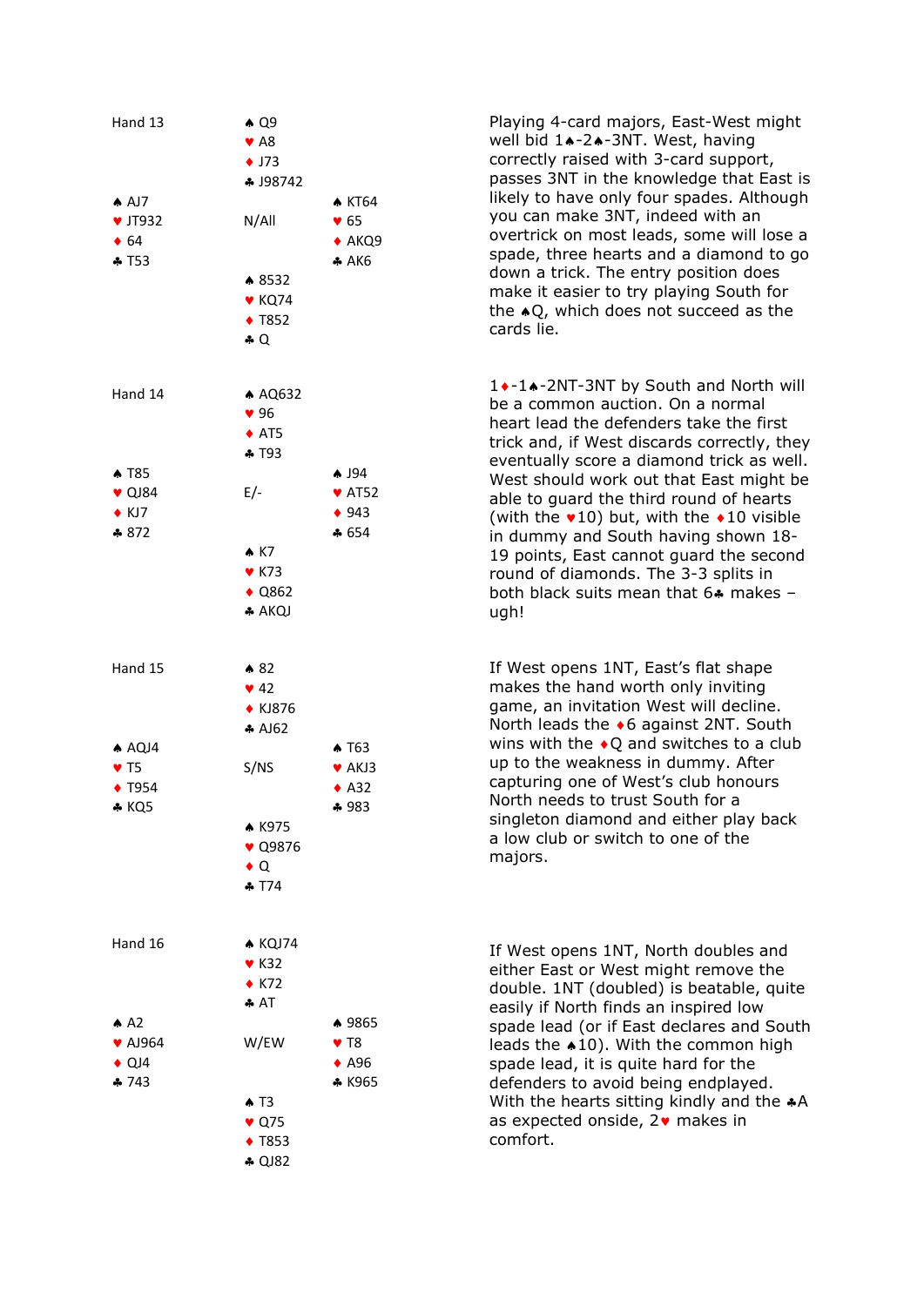## Hand 13

N/All

| | North | |
|---|---|---|
| | ♠ Q9<br>♥ A8<br>♦ J73<br>♣ J98742 | |
| **West**<br>♠ AJ7<br>♥ JT932<br>♦ 64<br>♣ T53 | | **East**<br>♠ KT64<br>♥ 65<br>♦ AKQ9<br>♣ AK6 |
| | ♠ 8532<br>♥ KQ74<br>♦ T852<br>♣ Q | |

Playing 4-card majors, East-West might well bid 1♠-2♠-3NT. West, having correctly raised with 3-card support, passes 3NT in the knowledge that East is likely to have only four spades. Although you can make 3NT, indeed with an overtrick on most leads, some will lose a spade, three hearts and a diamond to go down a trick. The entry position does make it easier to try playing South for the ♠Q, which does not succeed as the cards lie.

## Hand 14

E/-

| | North | |
|---|---|---|
| | ♠ AQ632<br>♥ 96<br>♦ AT5<br>♣ T93 | |
| **West**<br>♠ T85<br>♥ QJ84<br>♦ KJ7<br>♣ 872 | | **East**<br>♠ J94<br>♥ AT52<br>♦ 943<br>♣ 654 |
| | ♠ K7<br>♥ K73<br>♦ Q862<br>♣ AKQJ | |

1♦-1♠-2NT-3NT by South and North will be a common auction. On a normal heart lead the defenders take the first trick and, if West discards correctly, they eventually score a diamond trick as well. West should work out that East might be able to guard the third round of hearts (with the ♥10) but, with the ♦10 visible in dummy and South having shown 18-19 points, East cannot guard the second round of diamonds. The 3-3 splits in both black suits mean that 6♣ makes – ugh!

## Hand 15

S/NS

| | North | |
|---|---|---|
| | ♠ 82<br>♥ 42<br>♦ KJ876<br>♣ AJ62 | |
| **West**<br>♠ AQJ4<br>♥ T5<br>♦ T954<br>♣ KQ5 | | **East**<br>♠ T63<br>♥ AKJ3<br>♦ A32<br>♣ 983 |
| | ♠ K975<br>♥ Q9876<br>♦ Q<br>♣ T74 | |

If West opens 1NT, East's flat shape makes the hand worth only inviting game, an invitation West will decline. North leads the ♦6 against 2NT. South wins with the ♦Q and switches to a club up to the weakness in dummy. After capturing one of West's club honours North needs to trust South for a singleton diamond and either play back a low club or switch to one of the majors.

## Hand 16

W/EW

| | North | |
|---|---|---|
| | ♠ KQJ74<br>♥ K32<br>♦ K72<br>♣ AT | |
| **West**<br>♠ A2<br>♥ AJ964<br>♦ QJ4<br>♣ 743 | | **East**<br>♠ 9865<br>♥ T8<br>♦ A96<br>♣ K965 |
| | ♠ T3<br>♥ Q75<br>♦ T853<br>♣ QJ82 | |

If West opens 1NT, North doubles and either East or West might remove the double. 1NT (doubled) is beatable, quite easily if North finds an inspired low spade lead (or if East declares and South leads the ♠10). With the common high spade lead, it is quite hard for the defenders to avoid being endplayed. With the hearts sitting kindly and the ♣A as expected onside, 2♥ makes in comfort.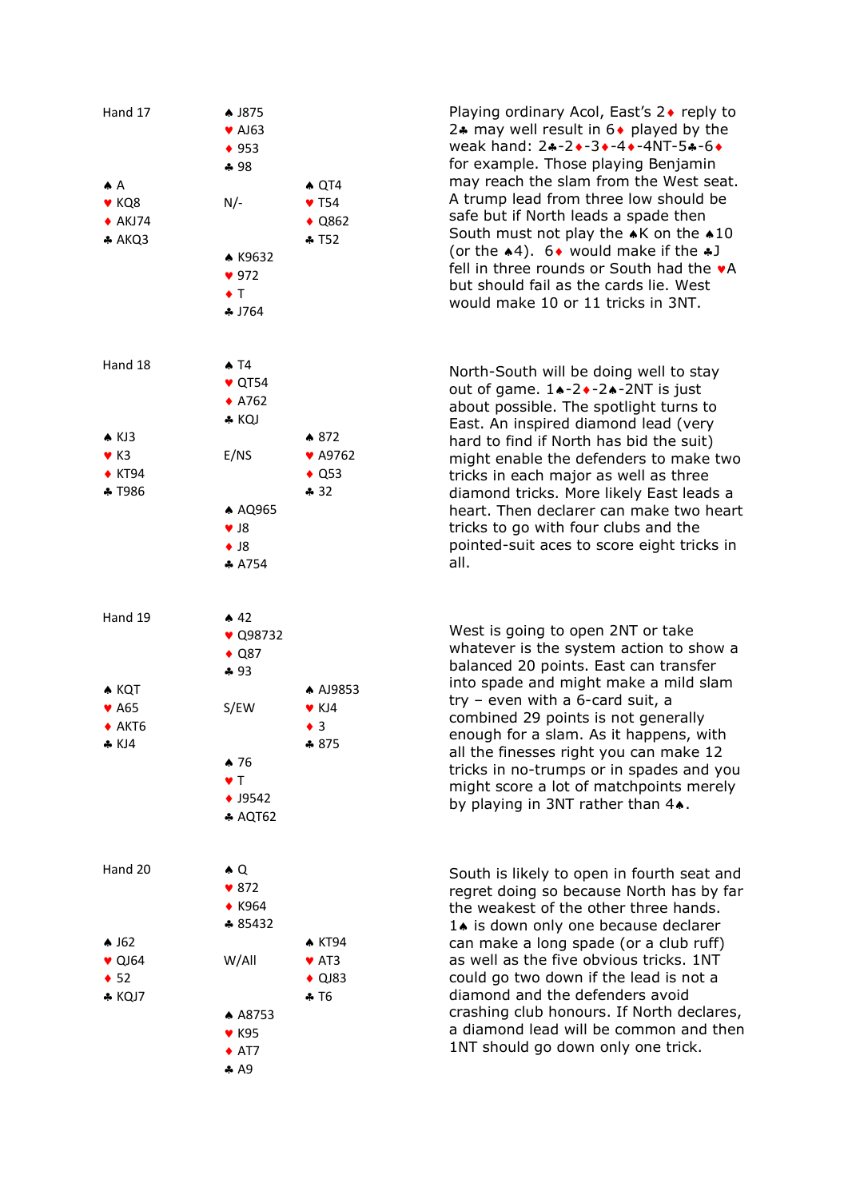## Hand 17

|  | ♠ J875 |  |
|---|---|---|
|  | ♥ AJ63 |  |
|  | ♦ 953 |  |
|  | ♣ 98 |  |
| ♠ A |  | ♠ QT4 |
| ♥ KQ8 | N/- | ♥ T54 |
| ♦ AKJ74 |  | ♦ Q862 |
| ♣ AKQ3 |  | ♣ T52 |
|  | ♠ K9632 |  |
|  | ♥ 972 |  |
|  | ♦ T |  |
|  | ♣ J764 |  |

Playing ordinary Acol, East's 2♦ reply to 2♣ may well result in 6♦ played by the weak hand: 2♣-2♦-3♦-4♦-4NT-5♣-6♦ for example. Those playing Benjamin may reach the slam from the West seat. A trump lead from three low should be safe but if North leads a spade then South must not play the ♠K on the ♠10 (or the ♠4). 6♦ would make if the ♣J fell in three rounds or South had the ♥A but should fail as the cards lie. West would make 10 or 11 tricks in 3NT.

## Hand 18

|  | ♠ T4 |  |
|---|---|---|
|  | ♥ QT54 |  |
|  | ♦ A762 |  |
|  | ♣ KQJ |  |
| ♠ KJ3 |  | ♠ 872 |
| ♥ K3 | E/NS | ♥ A9762 |
| ♦ KT94 |  | ♦ Q53 |
| ♣ T986 |  | ♣ 32 |
|  | ♠ AQ965 |  |
|  | ♥ J8 |  |
|  | ♦ J8 |  |
|  | ♣ A754 |  |

North-South will be doing well to stay out of game. 1♠-2♦-2♠-2NT is just about possible. The spotlight turns to East. An inspired diamond lead (very hard to find if North has bid the suit) might enable the defenders to make two tricks in each major as well as three diamond tricks. More likely East leads a heart. Then declarer can make two heart tricks to go with four clubs and the pointed-suit aces to score eight tricks in all.

## Hand 19

|  | ♠ 42 |  |
|---|---|---|
|  | ♥ Q98732 |  |
|  | ♦ Q87 |  |
|  | ♣ 93 |  |
| ♠ KQT |  | ♠ AJ9853 |
| ♥ A65 | S/EW | ♥ KJ4 |
| ♦ AKT6 |  | ♦ 3 |
| ♣ KJ4 |  | ♣ 875 |
|  | ♠ 76 |  |
|  | ♥ T |  |
|  | ♦ J9542 |  |
|  | ♣ AQT62 |  |

West is going to open 2NT or take whatever is the system action to show a balanced 20 points. East can transfer into spade and might make a mild slam try – even with a 6-card suit, a combined 29 points is not generally enough for a slam. As it happens, with all the finesses right you can make 12 tricks in no-trumps or in spades and you might score a lot of matchpoints merely by playing in 3NT rather than 4♠.

## Hand 20

|  | ♠ Q |  |
|---|---|---|
|  | ♥ 872 |  |
|  | ♦ K964 |  |
|  | ♣ 85432 |  |
| ♠ J62 |  | ♠ KT94 |
| ♥ QJ64 | W/All | ♥ AT3 |
| ♦ 52 |  | ♦ QJ83 |
| ♣ KQJ7 |  | ♣ T6 |
|  | ♠ A8753 |  |
|  | ♥ K95 |  |
|  | ♦ AT7 |  |
|  | ♣ A9 |  |

South is likely to open in fourth seat and regret doing so because North has by far the weakest of the other three hands. 1♠ is down only one because declarer can make a long spade (or a club ruff) as well as the five obvious tricks. 1NT could go two down if the lead is not a diamond and the defenders avoid crashing club honours. If North declares, a diamond lead will be common and then 1NT should go down only one trick.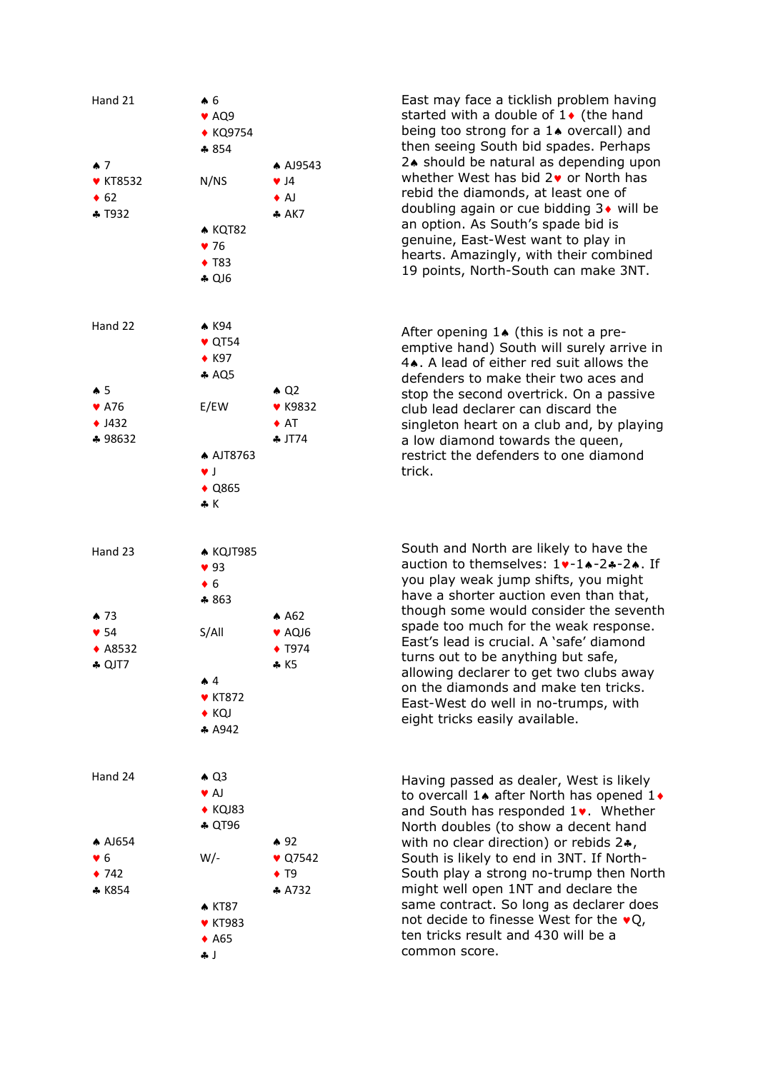## Hand 21

N/NS

| | North | |
|---|---|---|
| | ♠ 6<br>♥ AQ9<br>♦ KQ9754<br>♣ 854 | |
| **West**<br>♠ 7<br>♥ KT8532<br>♦ 62<br>♣ T932 | | **East**<br>♠ AJ9543<br>♥ J4<br>♦ AJ<br>♣ AK7 |
| | **South**<br>♠ KQT82<br>♥ 76<br>♦ T83<br>♣ QJ6 | |

East may face a ticklish problem having started with a double of 1♦ (the hand being too strong for a 1♠ overcall) and then seeing South bid spades. Perhaps 2♠ should be natural as depending upon whether West has bid 2♥ or North has rebid the diamonds, at least one of doubling again or cue bidding 3♦ will be an option. As South's spade bid is genuine, East-West want to play in hearts. Amazingly, with their combined 19 points, North-South can make 3NT.

## Hand 22

E/EW

| | North | |
|---|---|---|
| | ♠ K94<br>♥ QT54<br>♦ K97<br>♣ AQ5 | |
| **West**<br>♠ 5<br>♥ A76<br>♦ J432<br>♣ 98632 | | **East**<br>♠ Q2<br>♥ K9832<br>♦ AT<br>♣ JT74 |
| | **South**<br>♠ AJT8763<br>♥ J<br>♦ Q865<br>♣ K | |

After opening 1♠ (this is not a pre-emptive hand) South will surely arrive in 4♠. A lead of either red suit allows the defenders to make their two aces and stop the second overtrick. On a passive club lead declarer can discard the singleton heart on a club and, by playing a low diamond towards the queen, restrict the defenders to one diamond trick.

## Hand 23

S/All

| | North | |
|---|---|---|
| | ♠ KQJT985<br>♥ 93<br>♦ 6<br>♣ 863 | |
| **West**<br>♠ 73<br>♥ 54<br>♦ A8532<br>♣ QJT7 | | **East**<br>♠ A62<br>♥ AQJ6<br>♦ T974<br>♣ K5 |
| | **South**<br>♠ 4<br>♥ KT872<br>♦ KQJ<br>♣ A942 | |

South and North are likely to have the auction to themselves: 1♥-1♠-2♣-2♠. If you play weak jump shifts, you might have a shorter auction even than that, though some would consider the seventh spade too much for the weak response. East's lead is crucial. A 'safe' diamond turns out to be anything but safe, allowing declarer to get two clubs away on the diamonds and make ten tricks. East-West do well in no-trumps, with eight tricks easily available.

## Hand 24

W/-

| | North | |
|---|---|---|
| | ♠ Q3<br>♥ AJ<br>♦ KQJ83<br>♣ QT96 | |
| **West**<br>♠ AJ654<br>♥ 6<br>♦ 742<br>♣ K854 | | **East**<br>♠ 92<br>♥ Q7542<br>♦ T9<br>♣ A732 |
| | **South**<br>♠ KT87<br>♥ KT983<br>♦ A65<br>♣ J | |

Having passed as dealer, West is likely to overcall 1♠ after North has opened 1♦ and South has responded 1♥. Whether North doubles (to show a decent hand with no clear direction) or rebids 2♣, South is likely to end in 3NT. If North-South play a strong no-trump then North might well open 1NT and declare the same contract. So long as declarer does not decide to finesse West for the ♥Q, ten tricks result and 430 will be a common score.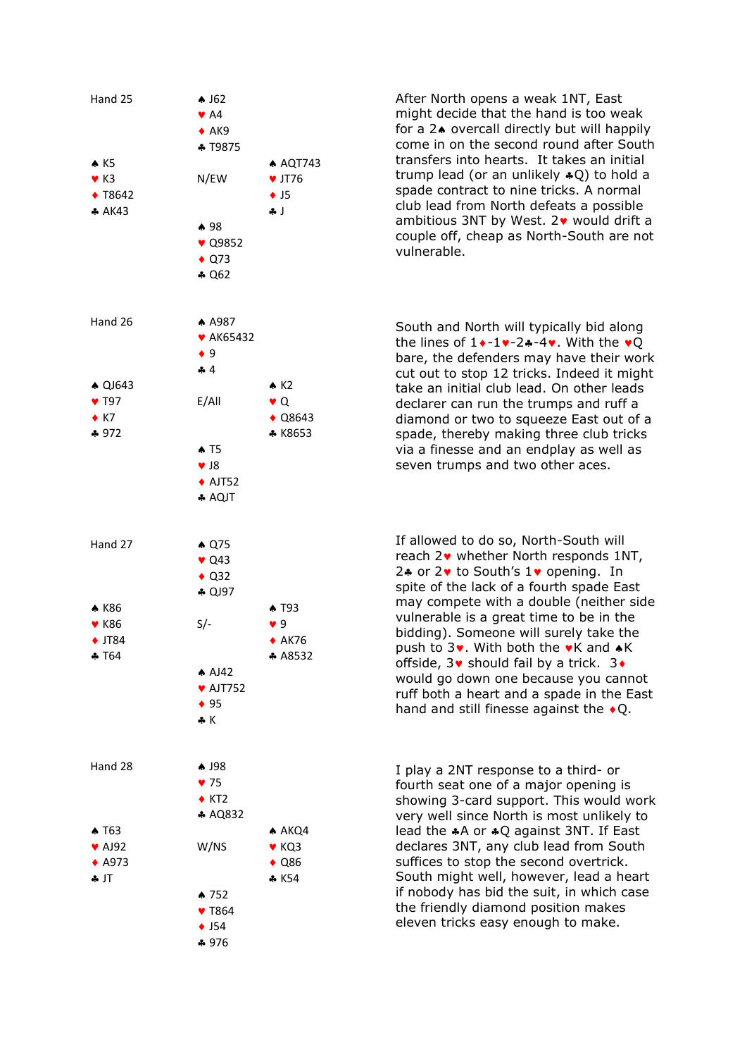## Hand 25

| | | |
|---|---|---|
| | ♠ J62<br>♥ A4<br>♦ AK9<br>♣ T9875 | |
| ♠ K5<br>♥ K3<br>♦ T8642<br>♣ AK43 | N/EW | ♠ AQT743<br>♥ JT76<br>♦ J5<br>♣ J |
| | ♠ 98<br>♥ Q9852<br>♦ Q73<br>♣ Q62 | |

After North opens a weak 1NT, East might decide that the hand is too weak for a 2♠ overcall directly but will happily come in on the second round after South transfers into hearts. It takes an initial trump lead (or an unlikely ♣Q) to hold a spade contract to nine tricks. A normal club lead from North defeats a possible ambitious 3NT by West. 2♥ would drift a couple off, cheap as North-South are not vulnerable.

## Hand 26

| | | |
|---|---|---|
| | ♠ A987<br>♥ AK65432<br>♦ 9<br>♣ 4 | |
| ♠ QJ643<br>♥ T97<br>♦ K7<br>♣ 972 | E/All | ♠ K2<br>♥ Q<br>♦ Q8643<br>♣ K8653 |
| | ♠ T5<br>♥ J8<br>♦ AJT52<br>♣ AQJT | |

South and North will typically bid along the lines of 1♦-1♥-2♣-4♥. With the ♥Q bare, the defenders may have their work cut out to stop 12 tricks. Indeed it might take an initial club lead. On other leads declarer can run the trumps and ruff a diamond or two to squeeze East out of a spade, thereby making three club tricks via a finesse and an endplay as well as seven trumps and two other aces.

## Hand 27

| | | |
|---|---|---|
| | ♠ Q75<br>♥ Q43<br>♦ Q32<br>♣ QJ97 | |
| ♠ K86<br>♥ K86<br>♦ JT84<br>♣ T64 | S/- | ♠ T93<br>♥ 9<br>♦ AK76<br>♣ A8532 |
| | ♠ AJ42<br>♥ AJT752<br>♦ 95<br>♣ K | |

If allowed to do so, North-South will reach 2♥ whether North responds 1NT, 2♣ or 2♥ to South's 1♥ opening. In spite of the lack of a fourth spade East may compete with a double (neither side vulnerable is a great time to be in the bidding). Someone will surely take the push to 3♥. With both the ♥K and ♠K offside, 3♥ should fail by a trick. 3♦ would go down one because you cannot ruff both a heart and a spade in the East hand and still finesse against the ♦Q.

## Hand 28

| | | |
|---|---|---|
| | ♠ J98<br>♥ 75<br>♦ KT2<br>♣ AQ832 | |
| ♠ T63<br>♥ AJ92<br>♦ A973<br>♣ JT | W/NS | ♠ AKQ4<br>♥ KQ3<br>♦ Q86<br>♣ K54 |
| | ♠ 752<br>♥ T864<br>♦ J54<br>♣ 976 | |

I play a 2NT response to a third- or fourth seat one of a major opening is showing 3-card support. This would work very well since North is most unlikely to lead the ♣A or ♣Q against 3NT. If East declares 3NT, any club lead from South suffices to stop the second overtrick. South might well, however, lead a heart if nobody has bid the suit, in which case the friendly diamond position makes eleven tricks easy enough to make.